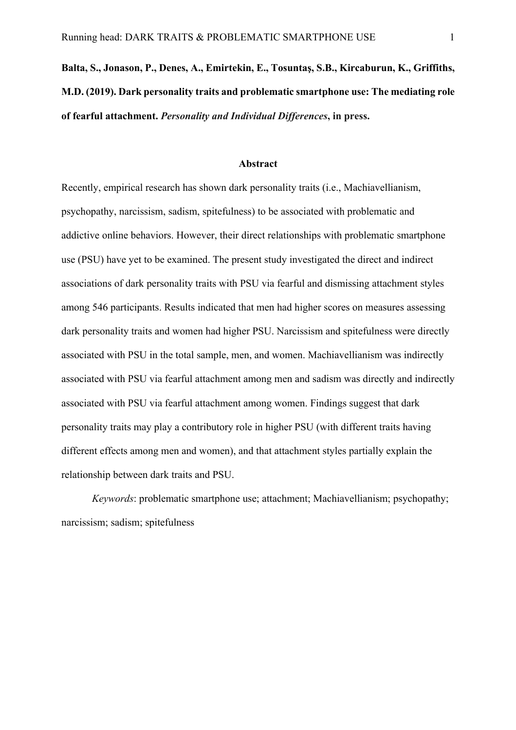**Balta, S., Jonason, P., Denes, A., Emirtekin, E., Tosuntaş, S.B., Kircaburun, K., Griffiths, M.D. (2019). Dark personality traits and problematic smartphone use: The mediating role of fearful attachment.** ***Personality and Individual Differences*****, in press.**

## Abstract

Recently, empirical research has shown dark personality traits (i.e., Machiavellianism, psychopathy, narcissism, sadism, spitefulness) to be associated with problematic and addictive online behaviors. However, their direct relationships with problematic smartphone use (PSU) have yet to be examined. The present study investigated the direct and indirect associations of dark personality traits with PSU via fearful and dismissing attachment styles among 546 participants. Results indicated that men had higher scores on measures assessing dark personality traits and women had higher PSU. Narcissism and spitefulness were directly associated with PSU in the total sample, men, and women. Machiavellianism was indirectly associated with PSU via fearful attachment among men and sadism was directly and indirectly associated with PSU via fearful attachment among women. Findings suggest that dark personality traits may play a contributory role in higher PSU (with different traits having different effects among men and women), and that attachment styles partially explain the relationship between dark traits and PSU.

*Keywords*: problematic smartphone use; attachment; Machiavellianism; psychopathy; narcissism; sadism; spitefulness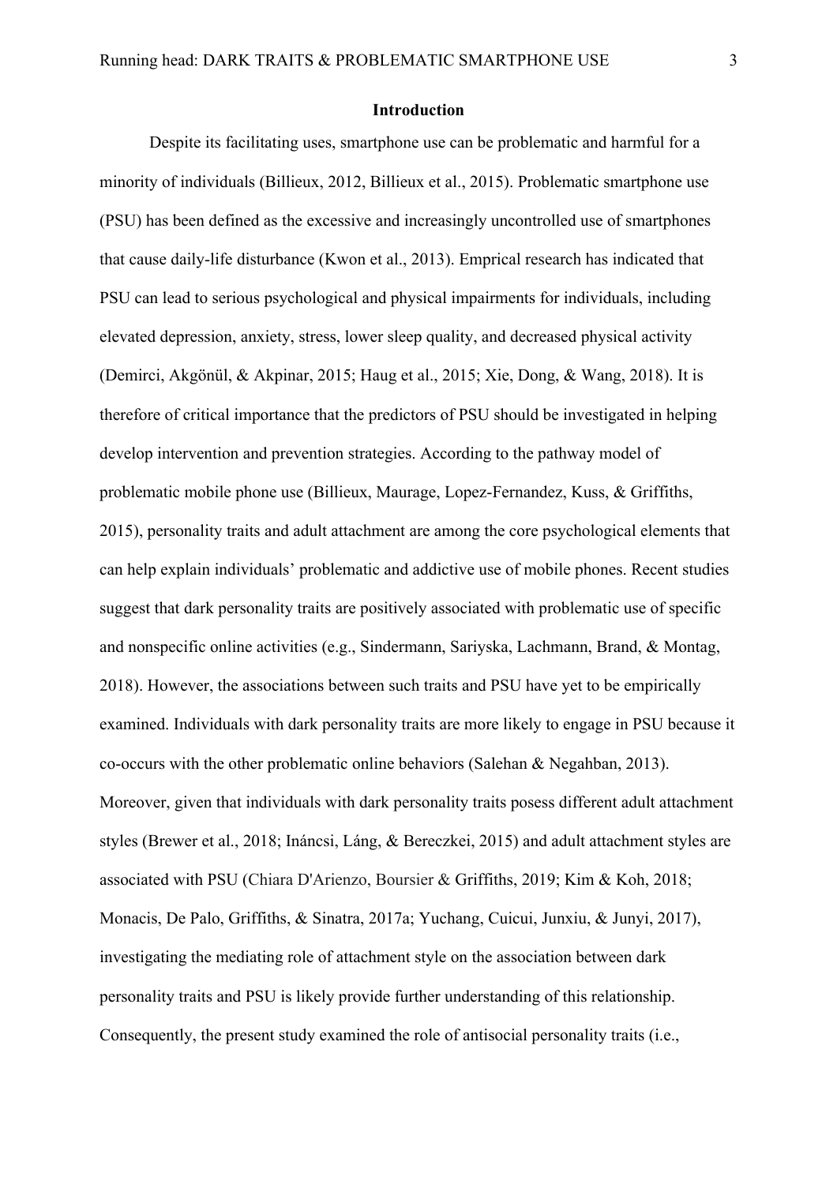## Introduction

Despite its facilitating uses, smartphone use can be problematic and harmful for a minority of individuals (Billieux, 2012, Billieux et al., 2015). Problematic smartphone use (PSU) has been defined as the excessive and increasingly uncontrolled use of smartphones that cause daily-life disturbance (Kwon et al., 2013). Emprical research has indicated that PSU can lead to serious psychological and physical impairments for individuals, including elevated depression, anxiety, stress, lower sleep quality, and decreased physical activity (Demirci, Akgönül, & Akpinar, 2015; Haug et al., 2015; Xie, Dong, & Wang, 2018). It is therefore of critical importance that the predictors of PSU should be investigated in helping develop intervention and prevention strategies. According to the pathway model of problematic mobile phone use (Billieux, Maurage, Lopez-Fernandez, Kuss, & Griffiths, 2015), personality traits and adult attachment are among the core psychological elements that can help explain individuals' problematic and addictive use of mobile phones. Recent studies suggest that dark personality traits are positively associated with problematic use of specific and nonspecific online activities (e.g., Sindermann, Sariyska, Lachmann, Brand, & Montag, 2018). However, the associations between such traits and PSU have yet to be empirically examined. Individuals with dark personality traits are more likely to engage in PSU because it co-occurs with the other problematic online behaviors (Salehan & Negahban, 2013). Moreover, given that individuals with dark personality traits posess different adult attachment styles (Brewer et al., 2018; Ináncsi, Láng, & Bereczkei, 2015) and adult attachment styles are associated with PSU (Chiara D'Arienzo, Boursier & Griffiths, 2019; Kim & Koh, 2018; Monacis, De Palo, Griffiths, & Sinatra, 2017a; Yuchang, Cuicui, Junxiu, & Junyi, 2017), investigating the mediating role of attachment style on the association between dark personality traits and PSU is likely provide further understanding of this relationship. Consequently, the present study examined the role of antisocial personality traits (i.e.,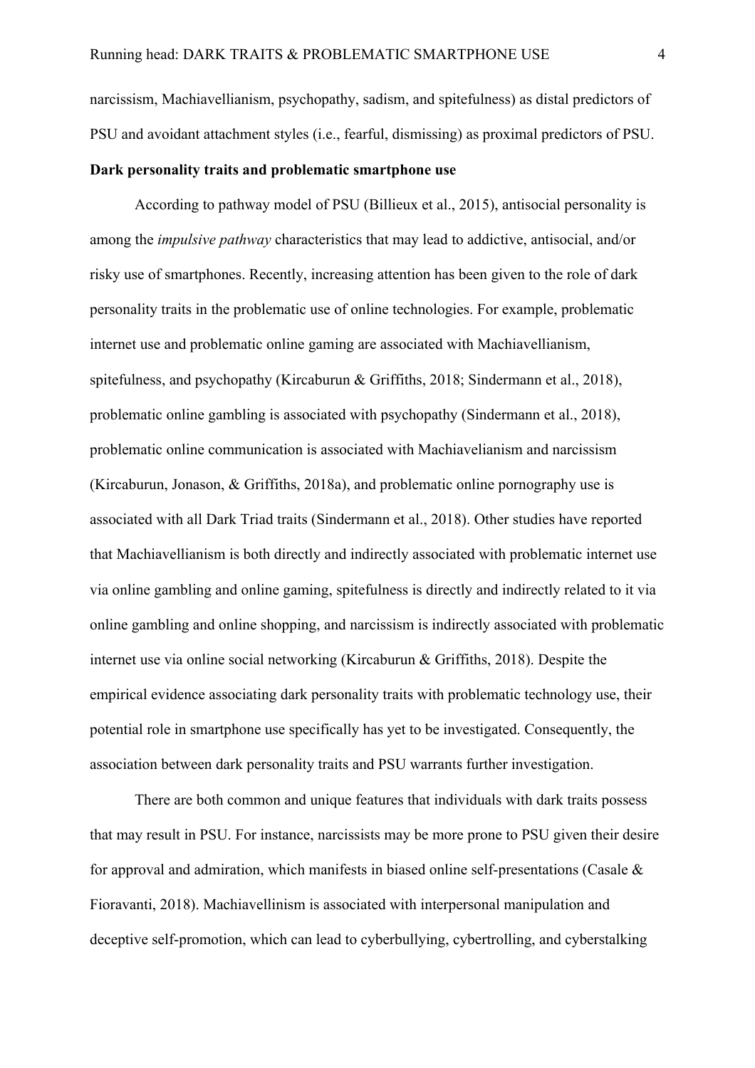narcissism, Machiavellianism, psychopathy, sadism, and spitefulness) as distal predictors of PSU and avoidant attachment styles (i.e., fearful, dismissing) as proximal predictors of PSU.

**Dark personality traits and problematic smartphone use**

According to pathway model of PSU (Billieux et al., 2015), antisocial personality is among the *impulsive pathway* characteristics that may lead to addictive, antisocial, and/or risky use of smartphones. Recently, increasing attention has been given to the role of dark personality traits in the problematic use of online technologies. For example, problematic internet use and problematic online gaming are associated with Machiavellianism, spitefulness, and psychopathy (Kircaburun & Griffiths, 2018; Sindermann et al., 2018), problematic online gambling is associated with psychopathy (Sindermann et al., 2018), problematic online communication is associated with Machiavelianism and narcissism (Kircaburun, Jonason, & Griffiths, 2018a), and problematic online pornography use is associated with all Dark Triad traits (Sindermann et al., 2018). Other studies have reported that Machiavellianism is both directly and indirectly associated with problematic internet use via online gambling and online gaming, spitefulness is directly and indirectly related to it via online gambling and online shopping, and narcissism is indirectly associated with problematic internet use via online social networking (Kircaburun & Griffiths, 2018). Despite the empirical evidence associating dark personality traits with problematic technology use, their potential role in smartphone use specifically has yet to be investigated. Consequently, the association between dark personality traits and PSU warrants further investigation.

There are both common and unique features that individuals with dark traits possess that may result in PSU. For instance, narcissists may be more prone to PSU given their desire for approval and admiration, which manifests in biased online self-presentations (Casale & Fioravanti, 2018). Machiavellinism is associated with interpersonal manipulation and deceptive self-promotion, which can lead to cyberbullying, cybertrolling, and cyberstalking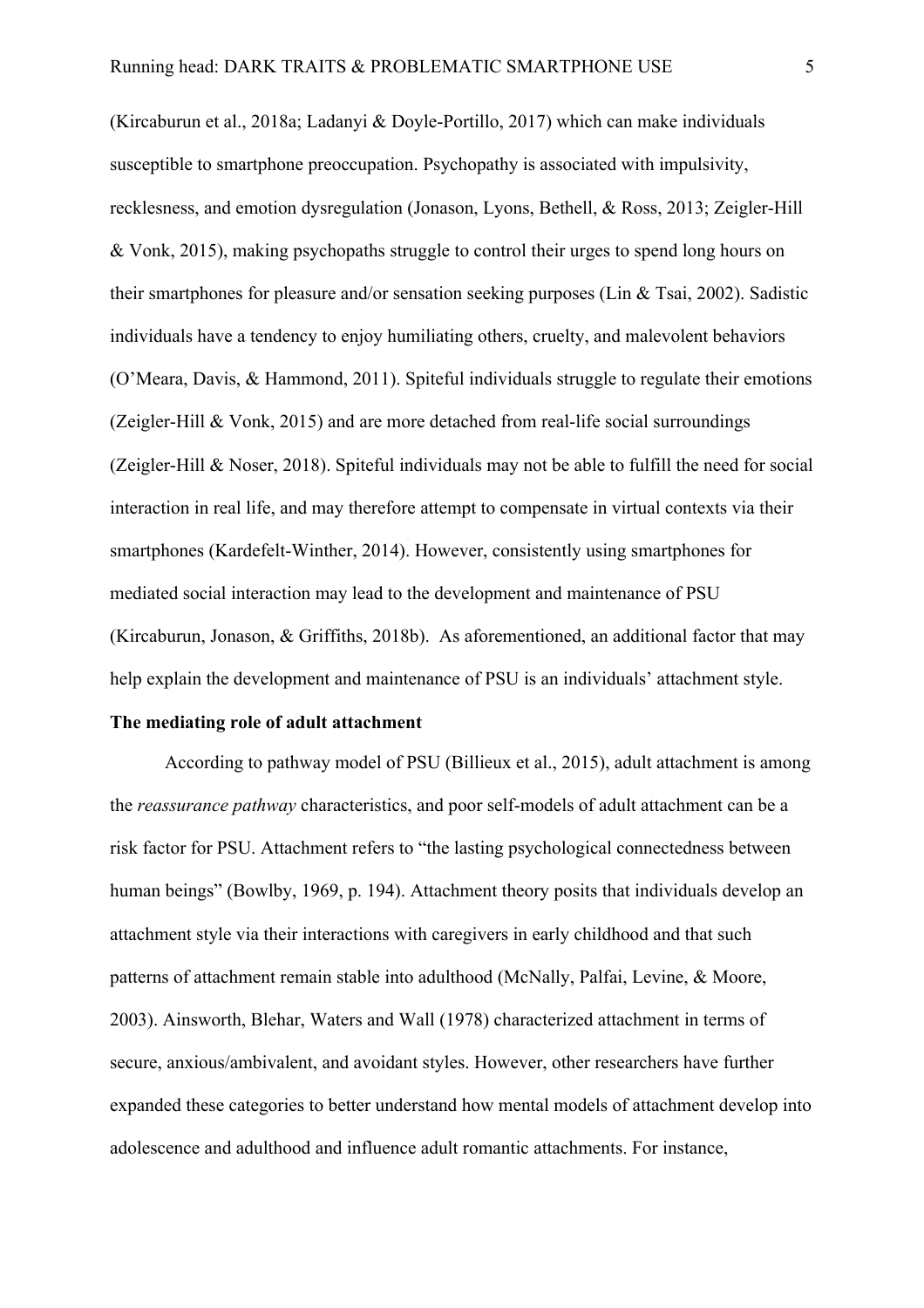(Kircaburun et al., 2018a; Ladanyi & Doyle-Portillo, 2017) which can make individuals susceptible to smartphone preoccupation. Psychopathy is associated with impulsivity, recklesness, and emotion dysregulation (Jonason, Lyons, Bethell, & Ross, 2013; Zeigler-Hill & Vonk, 2015), making psychopaths struggle to control their urges to spend long hours on their smartphones for pleasure and/or sensation seeking purposes (Lin & Tsai, 2002). Sadistic individuals have a tendency to enjoy humiliating others, cruelty, and malevolent behaviors (O'Meara, Davis, & Hammond, 2011). Spiteful individuals struggle to regulate their emotions (Zeigler-Hill & Vonk, 2015) and are more detached from real-life social surroundings (Zeigler-Hill & Noser, 2018). Spiteful individuals may not be able to fulfill the need for social interaction in real life, and may therefore attempt to compensate in virtual contexts via their smartphones (Kardefelt-Winther, 2014). However, consistently using smartphones for mediated social interaction may lead to the development and maintenance of PSU (Kircaburun, Jonason, & Griffiths, 2018b). As aforementioned, an additional factor that may help explain the development and maintenance of PSU is an individuals' attachment style.

**The mediating role of adult attachment**

According to pathway model of PSU (Billieux et al., 2015), adult attachment is among the *reassurance pathway* characteristics, and poor self-models of adult attachment can be a risk factor for PSU. Attachment refers to "the lasting psychological connectedness between human beings" (Bowlby, 1969, p. 194). Attachment theory posits that individuals develop an attachment style via their interactions with caregivers in early childhood and that such patterns of attachment remain stable into adulthood (McNally, Palfai, Levine, & Moore, 2003). Ainsworth, Blehar, Waters and Wall (1978) characterized attachment in terms of secure, anxious/ambivalent, and avoidant styles. However, other researchers have further expanded these categories to better understand how mental models of attachment develop into adolescence and adulthood and influence adult romantic attachments. For instance,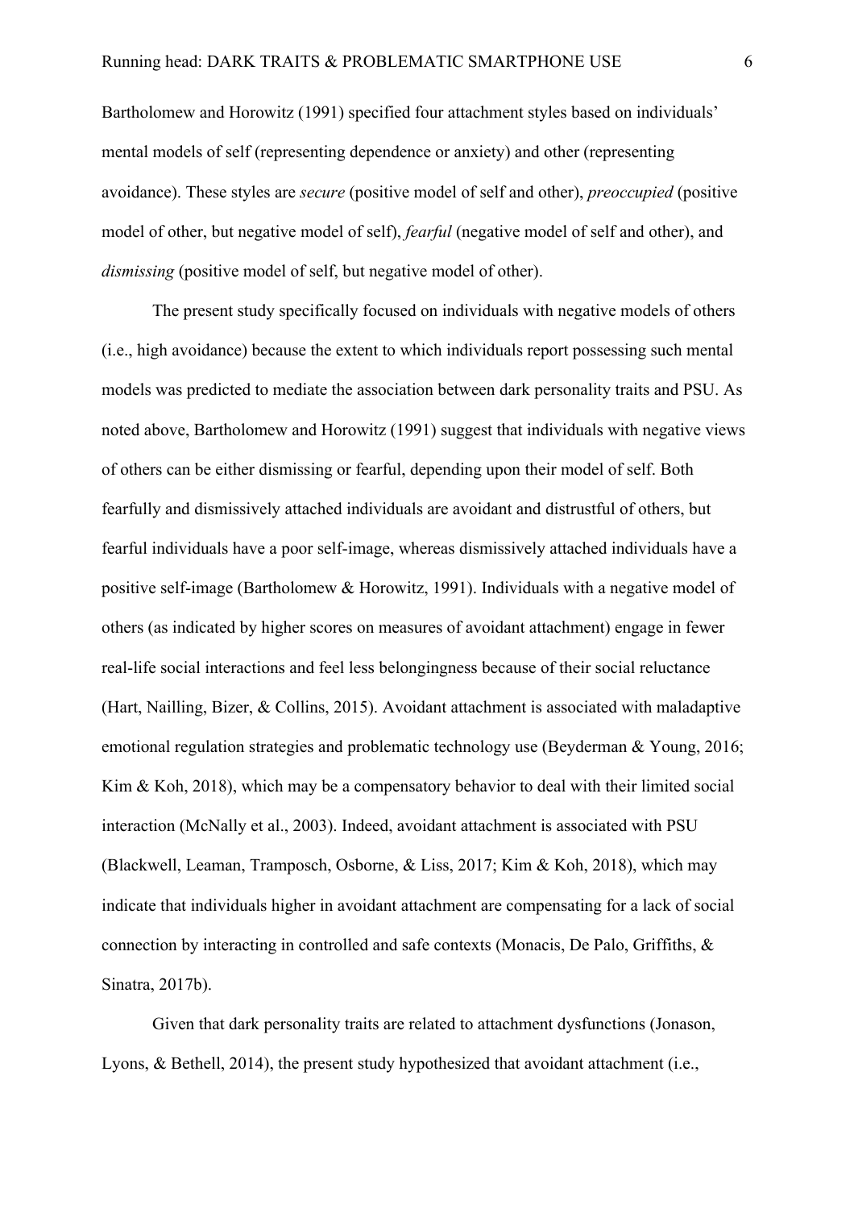Bartholomew and Horowitz (1991) specified four attachment styles based on individuals' mental models of self (representing dependence or anxiety) and other (representing avoidance). These styles are *secure* (positive model of self and other), *preoccupied* (positive model of other, but negative model of self), *fearful* (negative model of self and other), and *dismissing* (positive model of self, but negative model of other).

The present study specifically focused on individuals with negative models of others (i.e., high avoidance) because the extent to which individuals report possessing such mental models was predicted to mediate the association between dark personality traits and PSU. As noted above, Bartholomew and Horowitz (1991) suggest that individuals with negative views of others can be either dismissing or fearful, depending upon their model of self. Both fearfully and dismissively attached individuals are avoidant and distrustful of others, but fearful individuals have a poor self-image, whereas dismissively attached individuals have a positive self-image (Bartholomew & Horowitz, 1991). Individuals with a negative model of others (as indicated by higher scores on measures of avoidant attachment) engage in fewer real-life social interactions and feel less belongingness because of their social reluctance (Hart, Nailling, Bizer, & Collins, 2015). Avoidant attachment is associated with maladaptive emotional regulation strategies and problematic technology use (Beyderman & Young, 2016; Kim & Koh, 2018), which may be a compensatory behavior to deal with their limited social interaction (McNally et al., 2003). Indeed, avoidant attachment is associated with PSU (Blackwell, Leaman, Tramposch, Osborne, & Liss, 2017; Kim & Koh, 2018), which may indicate that individuals higher in avoidant attachment are compensating for a lack of social connection by interacting in controlled and safe contexts (Monacis, De Palo, Griffiths, & Sinatra, 2017b).

Given that dark personality traits are related to attachment dysfunctions (Jonason, Lyons, & Bethell, 2014), the present study hypothesized that avoidant attachment (i.e.,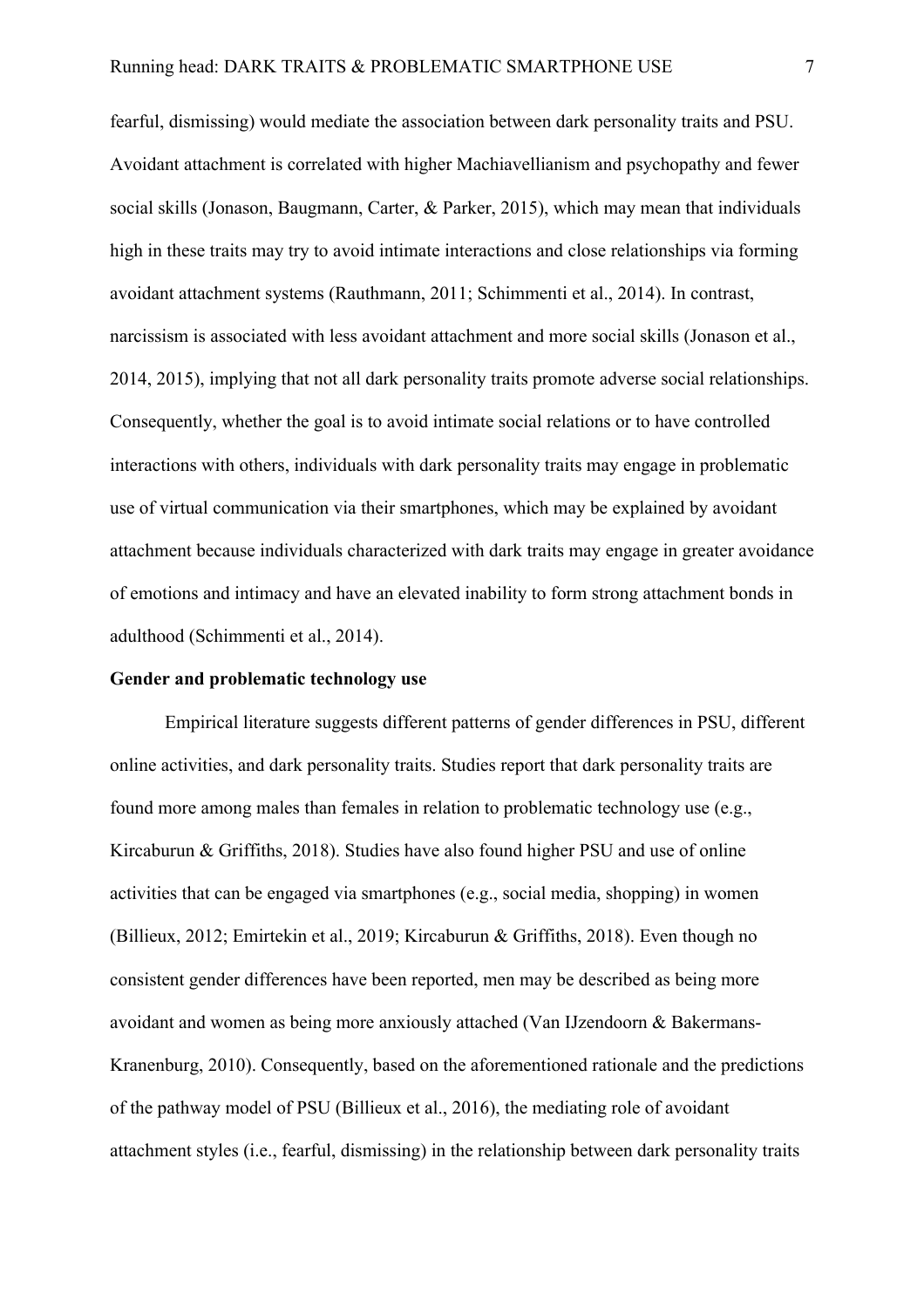fearful, dismissing) would mediate the association between dark personality traits and PSU. Avoidant attachment is correlated with higher Machiavellianism and psychopathy and fewer social skills (Jonason, Baugmann, Carter, & Parker, 2015), which may mean that individuals high in these traits may try to avoid intimate interactions and close relationships via forming avoidant attachment systems (Rauthmann, 2011; Schimmenti et al., 2014). In contrast, narcissism is associated with less avoidant attachment and more social skills (Jonason et al., 2014, 2015), implying that not all dark personality traits promote adverse social relationships. Consequently, whether the goal is to avoid intimate social relations or to have controlled interactions with others, individuals with dark personality traits may engage in problematic use of virtual communication via their smartphones, which may be explained by avoidant attachment because individuals characterized with dark traits may engage in greater avoidance of emotions and intimacy and have an elevated inability to form strong attachment bonds in adulthood (Schimmenti et al., 2014).

**Gender and problematic technology use**

Empirical literature suggests different patterns of gender differences in PSU, different online activities, and dark personality traits. Studies report that dark personality traits are found more among males than females in relation to problematic technology use (e.g., Kircaburun & Griffiths, 2018). Studies have also found higher PSU and use of online activities that can be engaged via smartphones (e.g., social media, shopping) in women (Billieux, 2012; Emirtekin et al., 2019; Kircaburun & Griffiths, 2018). Even though no consistent gender differences have been reported, men may be described as being more avoidant and women as being more anxiously attached (Van IJzendoorn & Bakermans-Kranenburg, 2010). Consequently, based on the aforementioned rationale and the predictions of the pathway model of PSU (Billieux et al., 2016), the mediating role of avoidant attachment styles (i.e., fearful, dismissing) in the relationship between dark personality traits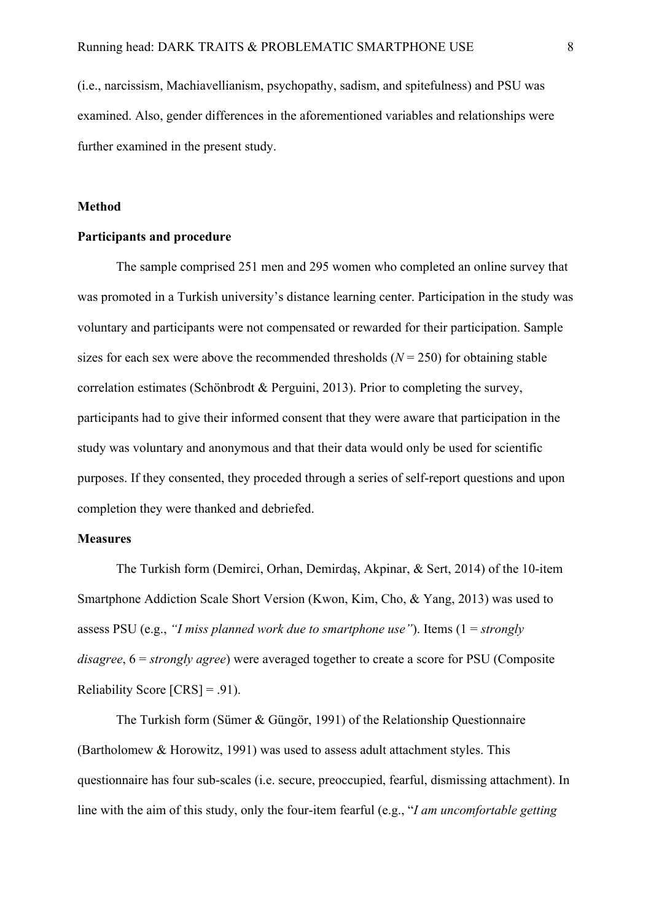(i.e., narcissism, Machiavellianism, psychopathy, sadism, and spitefulness) and PSU was examined. Also, gender differences in the aforementioned variables and relationships were further examined in the present study.

## Method

### Participants and procedure

The sample comprised 251 men and 295 women who completed an online survey that was promoted in a Turkish university's distance learning center. Participation in the study was voluntary and participants were not compensated or rewarded for their participation. Sample sizes for each sex were above the recommended thresholds ($N = 250$) for obtaining stable correlation estimates (Schönbrodt & Perguini, 2013). Prior to completing the survey, participants had to give their informed consent that they were aware that participation in the study was voluntary and anonymous and that their data would only be used for scientific purposes. If they consented, they proceeded through a series of self-report questions and upon completion they were thanked and debriefed.

### Measures

The Turkish form (Demirci, Orhan, Demirdaş, Akpinar, & Sert, 2014) of the 10-item Smartphone Addiction Scale Short Version (Kwon, Kim, Cho, & Yang, 2013) was used to assess PSU (e.g., *"I miss planned work due to smartphone use"*). Items (1 = *strongly disagree*, 6 = *strongly agree*) were averaged together to create a score for PSU (Composite Reliability Score [CRS] = .91).

The Turkish form (Sümer & Güngör, 1991) of the Relationship Questionnaire (Bartholomew & Horowitz, 1991) was used to assess adult attachment styles. This questionnaire has four sub-scales (i.e. secure, preoccupied, fearful, dismissing attachment). In line with the aim of this study, only the four-item fearful (e.g., "*I am uncomfortable getting*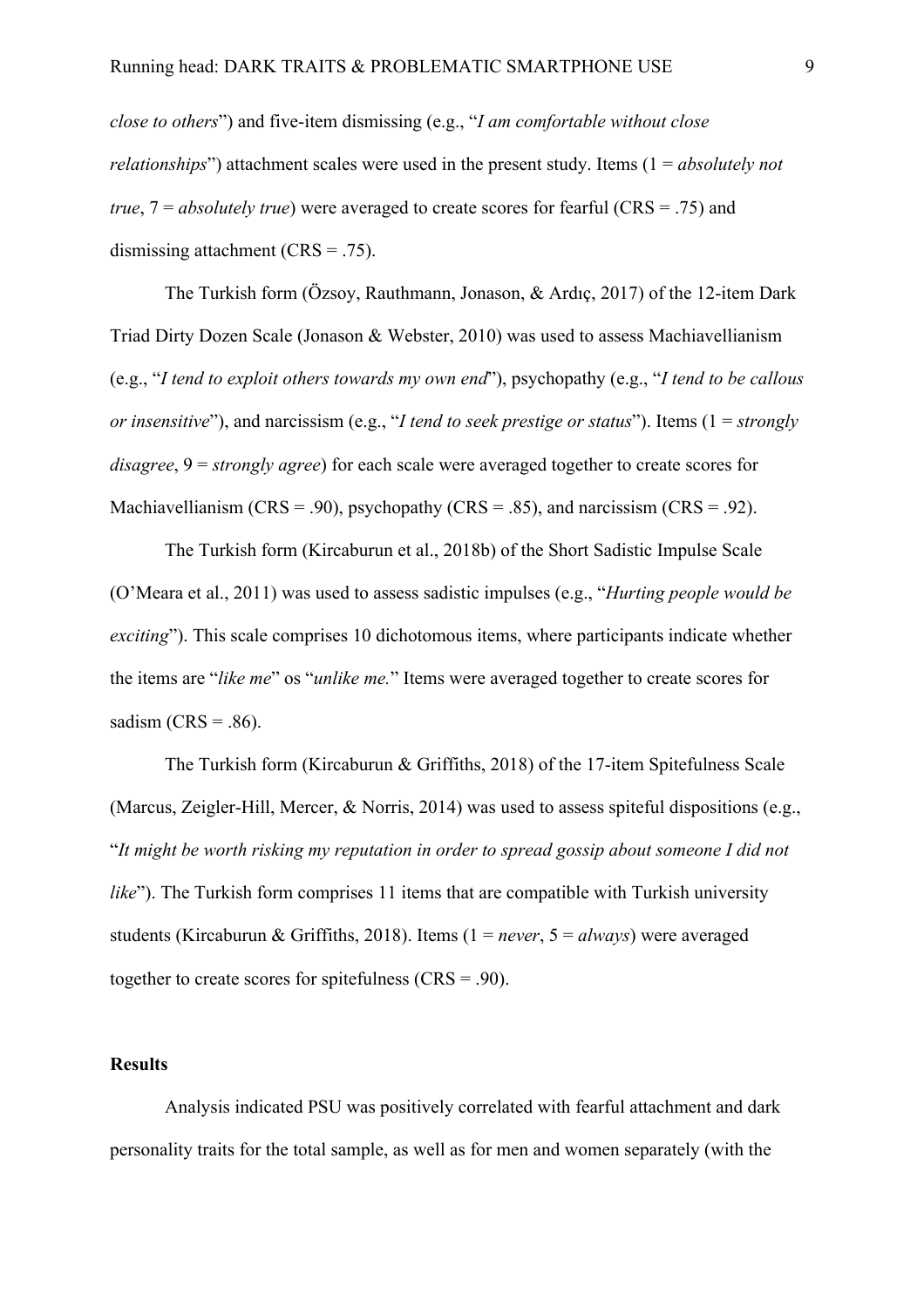*close to others*") and five-item dismissing (e.g., "*I am comfortable without close relationships*") attachment scales were used in the present study. Items (1 = *absolutely not true*, 7 = *absolutely true*) were averaged to create scores for fearful (CRS = .75) and dismissing attachment (CRS = .75).

The Turkish form (Özsoy, Rauthmann, Jonason, & Ardıç, 2017) of the 12-item Dark Triad Dirty Dozen Scale (Jonason & Webster, 2010) was used to assess Machiavellianism (e.g., "*I tend to exploit others towards my own end*"), psychopathy (e.g., "*I tend to be callous or insensitive*"), and narcissism (e.g., "*I tend to seek prestige or status*"). Items (1 = *strongly disagree*, 9 = *strongly agree*) for each scale were averaged together to create scores for Machiavellianism (CRS = .90), psychopathy (CRS = .85), and narcissism (CRS = .92).

The Turkish form (Kircaburun et al., 2018b) of the Short Sadistic Impulse Scale (O'Meara et al., 2011) was used to assess sadistic impulses (e.g., "*Hurting people would be exciting*"). This scale comprises 10 dichotomous items, where participants indicate whether the items are "*like me*" os "*unlike me.*" Items were averaged together to create scores for sadism (CRS = .86).

The Turkish form (Kircaburun & Griffiths, 2018) of the 17-item Spitefulness Scale (Marcus, Zeigler-Hill, Mercer, & Norris, 2014) was used to assess spiteful dispositions (e.g., "*It might be worth risking my reputation in order to spread gossip about someone I did not like*"). The Turkish form comprises 11 items that are compatible with Turkish university students (Kircaburun & Griffiths, 2018). Items (1 = *never*, 5 = *always*) were averaged together to create scores for spitefulness (CRS = .90).

## Results

Analysis indicated PSU was positively correlated with fearful attachment and dark personality traits for the total sample, as well as for men and women separately (with the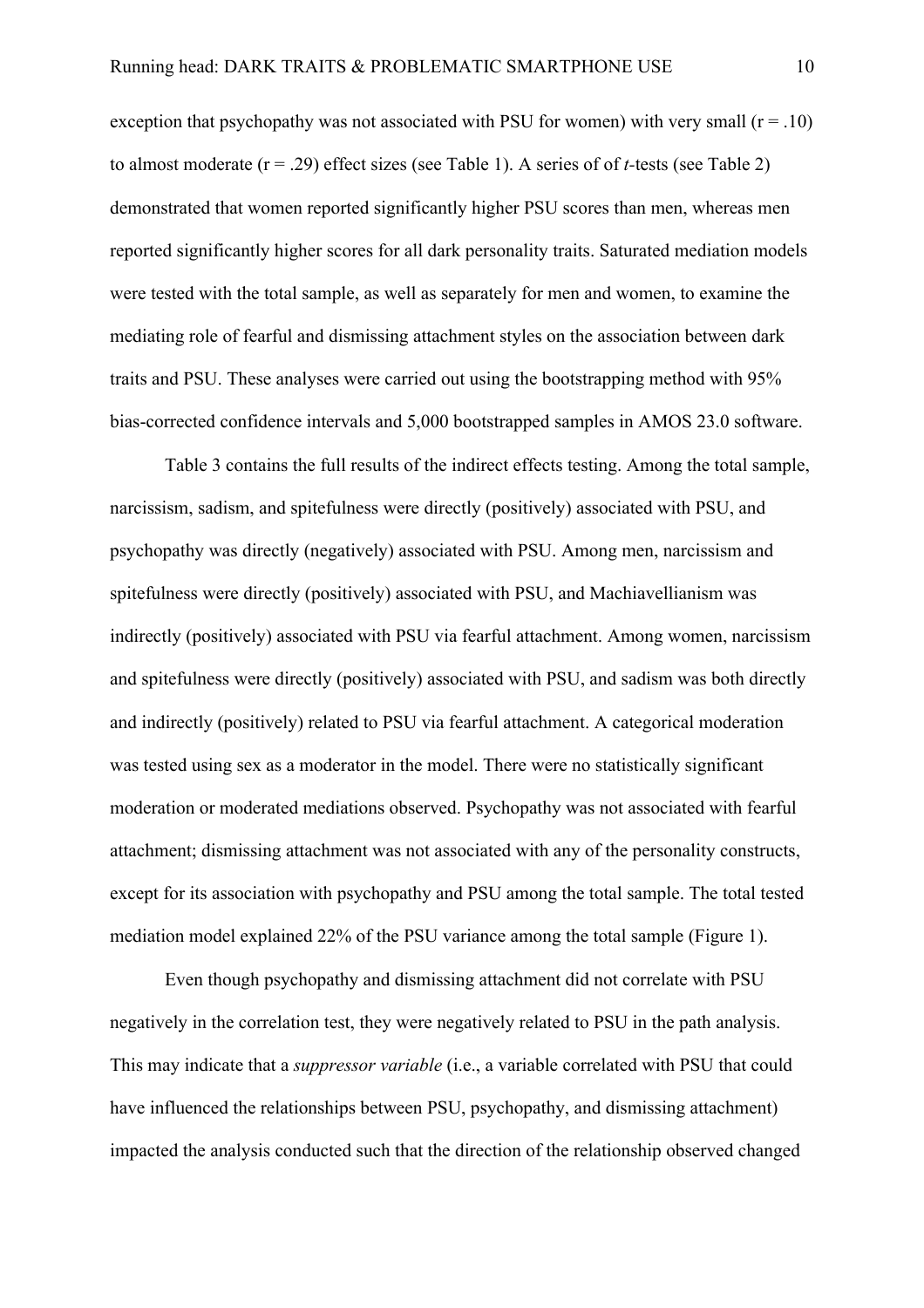exception that psychopathy was not associated with PSU for women) with very small ($r = .10$) to almost moderate ($r = .29$) effect sizes (see Table 1). A series of of *t*-tests (see Table 2) demonstrated that women reported significantly higher PSU scores than men, whereas men reported significantly higher scores for all dark personality traits. Saturated mediation models were tested with the total sample, as well as separately for men and women, to examine the mediating role of fearful and dismissing attachment styles on the association between dark traits and PSU. These analyses were carried out using the bootstrapping method with 95% bias-corrected confidence intervals and 5,000 bootstrapped samples in AMOS 23.0 software.

Table 3 contains the full results of the indirect effects testing. Among the total sample, narcissism, sadism, and spitefulness were directly (positively) associated with PSU, and psychopathy was directly (negatively) associated with PSU. Among men, narcissism and spitefulness were directly (positively) associated with PSU, and Machiavellianism was indirectly (positively) associated with PSU via fearful attachment. Among women, narcissism and spitefulness were directly (positively) associated with PSU, and sadism was both directly and indirectly (positively) related to PSU via fearful attachment. A categorical moderation was tested using sex as a moderator in the model. There were no statistically significant moderation or moderated mediations observed. Psychopathy was not associated with fearful attachment; dismissing attachment was not associated with any of the personality constructs, except for its association with psychopathy and PSU among the total sample. The total tested mediation model explained 22% of the PSU variance among the total sample (Figure 1).

Even though psychopathy and dismissing attachment did not correlate with PSU negatively in the correlation test, they were negatively related to PSU in the path analysis. This may indicate that a *suppressor variable* (i.e., a variable correlated with PSU that could have influenced the relationships between PSU, psychopathy, and dismissing attachment) impacted the analysis conducted such that the direction of the relationship observed changed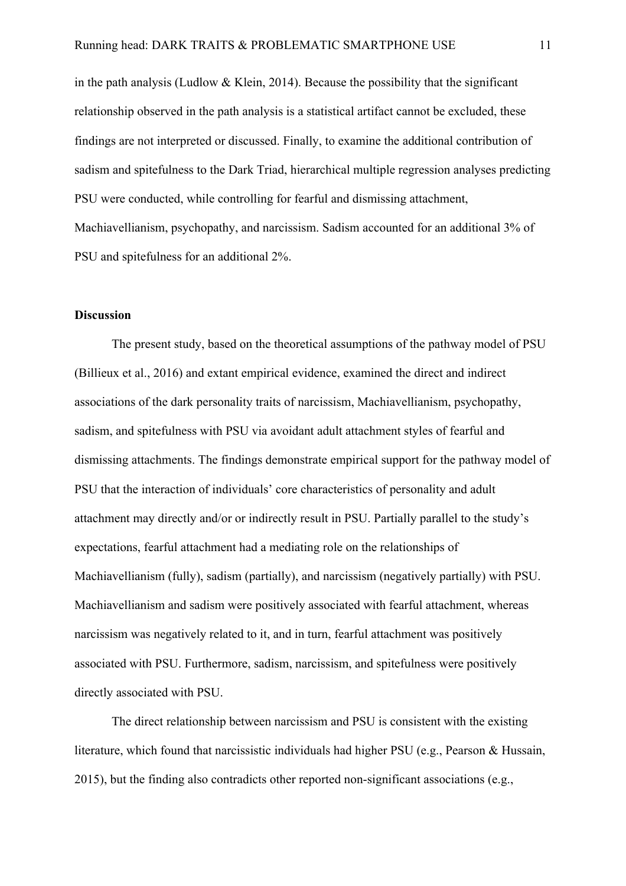in the path analysis (Ludlow & Klein, 2014). Because the possibility that the significant relationship observed in the path analysis is a statistical artifact cannot be excluded, these findings are not interpreted or discussed. Finally, to examine the additional contribution of sadism and spitefulness to the Dark Triad, hierarchical multiple regression analyses predicting PSU were conducted, while controlling for fearful and dismissing attachment, Machiavellianism, psychopathy, and narcissism. Sadism accounted for an additional 3% of PSU and spitefulness for an additional 2%.

## Discussion

The present study, based on the theoretical assumptions of the pathway model of PSU (Billieux et al., 2016) and extant empirical evidence, examined the direct and indirect associations of the dark personality traits of narcissism, Machiavellianism, psychopathy, sadism, and spitefulness with PSU via avoidant adult attachment styles of fearful and dismissing attachments. The findings demonstrate empirical support for the pathway model of PSU that the interaction of individuals' core characteristics of personality and adult attachment may directly and/or or indirectly result in PSU. Partially parallel to the study's expectations, fearful attachment had a mediating role on the relationships of Machiavellianism (fully), sadism (partially), and narcissism (negatively partially) with PSU. Machiavellianism and sadism were positively associated with fearful attachment, whereas narcissism was negatively related to it, and in turn, fearful attachment was positively associated with PSU. Furthermore, sadism, narcissism, and spitefulness were positively directly associated with PSU.

The direct relationship between narcissism and PSU is consistent with the existing literature, which found that narcissistic individuals had higher PSU (e.g., Pearson & Hussain, 2015), but the finding also contradicts other reported non-significant associations (e.g.,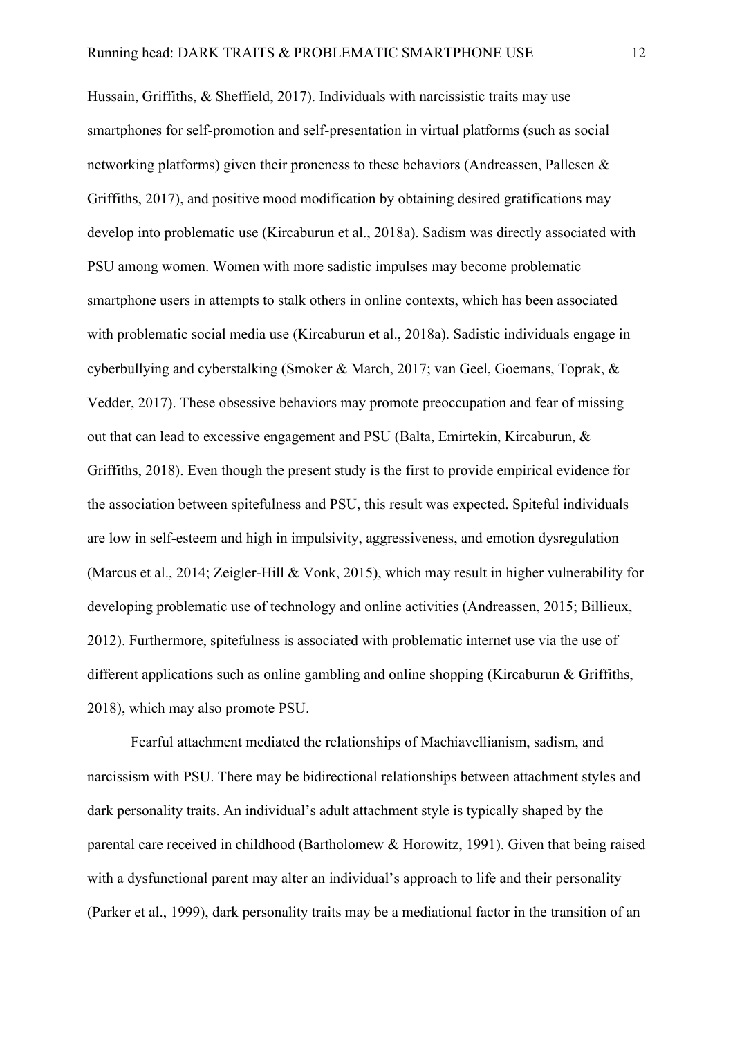Hussain, Griffiths, & Sheffield, 2017). Individuals with narcissistic traits may use smartphones for self-promotion and self-presentation in virtual platforms (such as social networking platforms) given their proneness to these behaviors (Andreassen, Pallesen & Griffiths, 2017), and positive mood modification by obtaining desired gratifications may develop into problematic use (Kircaburun et al., 2018a). Sadism was directly associated with PSU among women. Women with more sadistic impulses may become problematic smartphone users in attempts to stalk others in online contexts, which has been associated with problematic social media use (Kircaburun et al., 2018a). Sadistic individuals engage in cyberbullying and cyberstalking (Smoker & March, 2017; van Geel, Goemans, Toprak, & Vedder, 2017). These obsessive behaviors may promote preoccupation and fear of missing out that can lead to excessive engagement and PSU (Balta, Emirtekin, Kircaburun, & Griffiths, 2018). Even though the present study is the first to provide empirical evidence for the association between spitefulness and PSU, this result was expected. Spiteful individuals are low in self-esteem and high in impulsivity, aggressiveness, and emotion dysregulation (Marcus et al., 2014; Zeigler-Hill & Vonk, 2015), which may result in higher vulnerability for developing problematic use of technology and online activities (Andreassen, 2015; Billieux, 2012). Furthermore, spitefulness is associated with problematic internet use via the use of different applications such as online gambling and online shopping (Kircaburun & Griffiths, 2018), which may also promote PSU.

Fearful attachment mediated the relationships of Machiavellianism, sadism, and narcissism with PSU. There may be bidirectional relationships between attachment styles and dark personality traits. An individual's adult attachment style is typically shaped by the parental care received in childhood (Bartholomew & Horowitz, 1991). Given that being raised with a dysfunctional parent may alter an individual's approach to life and their personality (Parker et al., 1999), dark personality traits may be a mediational factor in the transition of an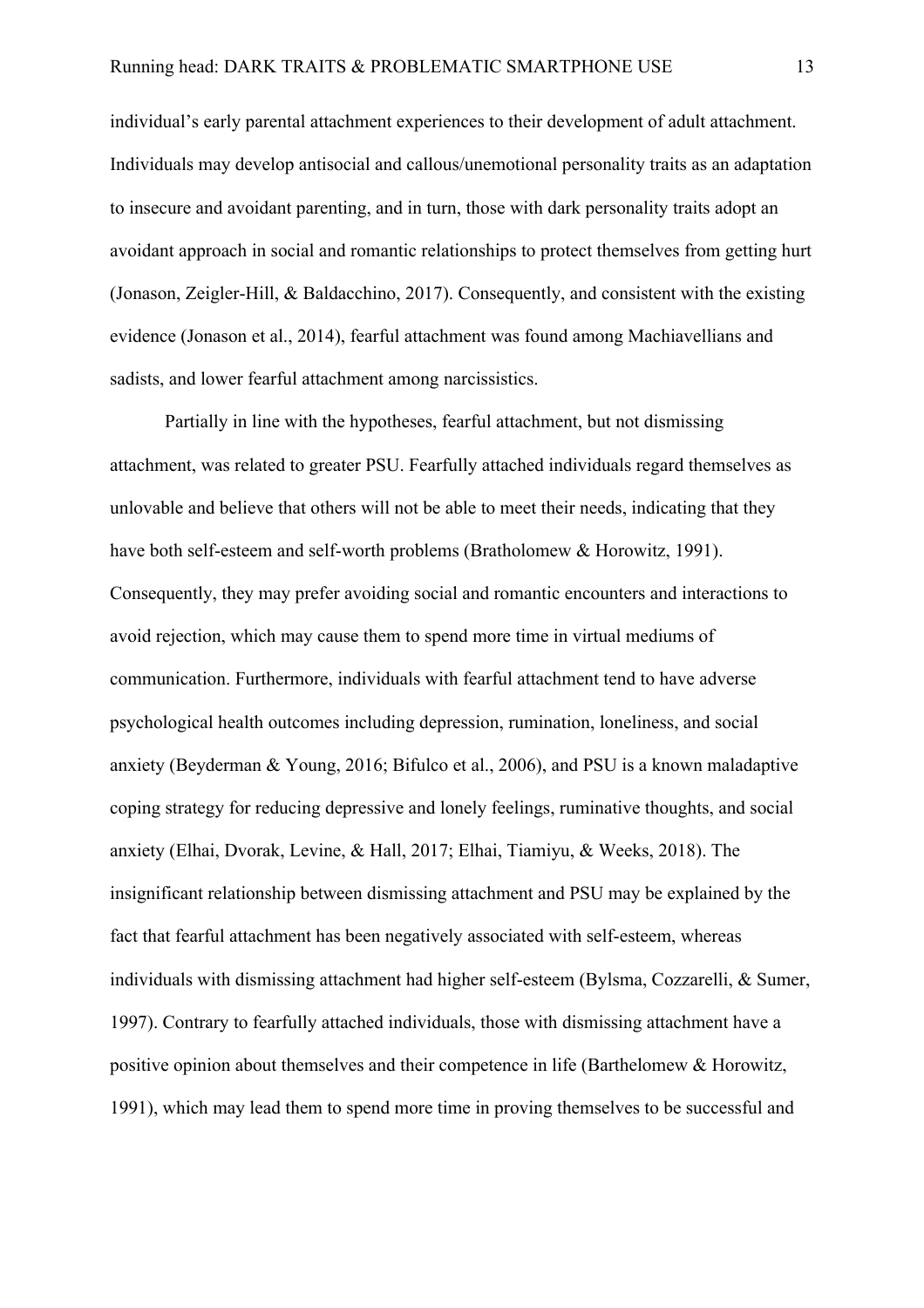individual's early parental attachment experiences to their development of adult attachment. Individuals may develop antisocial and callous/unemotional personality traits as an adaptation to insecure and avoidant parenting, and in turn, those with dark personality traits adopt an avoidant approach in social and romantic relationships to protect themselves from getting hurt (Jonason, Zeigler-Hill, & Baldacchino, 2017). Consequently, and consistent with the existing evidence (Jonason et al., 2014), fearful attachment was found among Machiavellians and sadists, and lower fearful attachment among narcissistics.

Partially in line with the hypotheses, fearful attachment, but not dismissing attachment, was related to greater PSU. Fearfully attached individuals regard themselves as unlovable and believe that others will not be able to meet their needs, indicating that they have both self-esteem and self-worth problems (Bratholomew & Horowitz, 1991). Consequently, they may prefer avoiding social and romantic encounters and interactions to avoid rejection, which may cause them to spend more time in virtual mediums of communication. Furthermore, individuals with fearful attachment tend to have adverse psychological health outcomes including depression, rumination, loneliness, and social anxiety (Beyderman & Young, 2016; Bifulco et al., 2006), and PSU is a known maladaptive coping strategy for reducing depressive and lonely feelings, ruminative thoughts, and social anxiety (Elhai, Dvorak, Levine, & Hall, 2017; Elhai, Tiamiyu, & Weeks, 2018). The insignificant relationship between dismissing attachment and PSU may be explained by the fact that fearful attachment has been negatively associated with self-esteem, whereas individuals with dismissing attachment had higher self-esteem (Bylsma, Cozzarelli, & Sumer, 1997). Contrary to fearfully attached individuals, those with dismissing attachment have a positive opinion about themselves and their competence in life (Barthelomew & Horowitz, 1991), which may lead them to spend more time in proving themselves to be successful and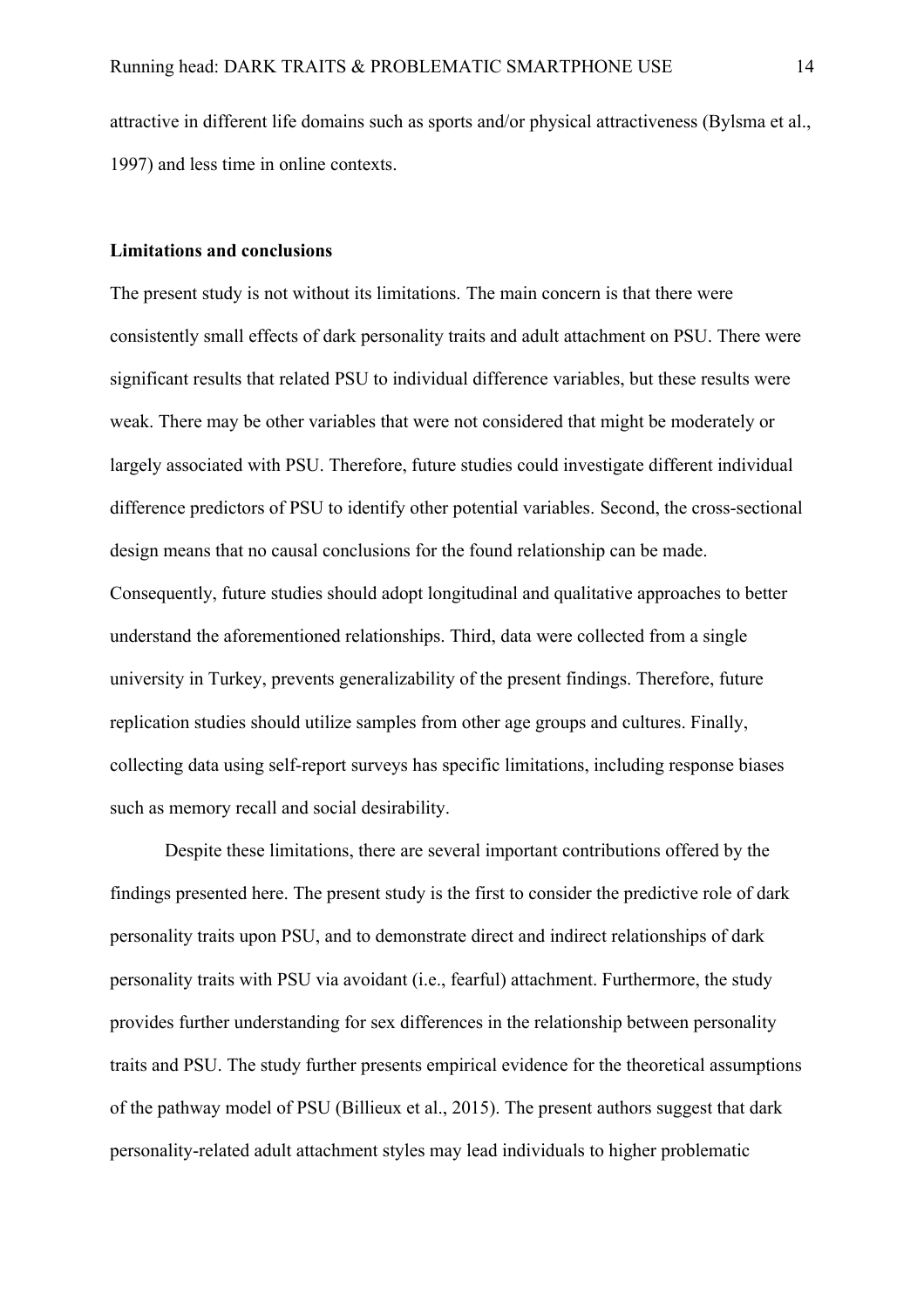attractive in different life domains such as sports and/or physical attractiveness (Bylsma et al., 1997) and less time in online contexts.

**Limitations and conclusions**

The present study is not without its limitations. The main concern is that there were consistently small effects of dark personality traits and adult attachment on PSU. There were significant results that related PSU to individual difference variables, but these results were weak. There may be other variables that were not considered that might be moderately or largely associated with PSU. Therefore, future studies could investigate different individual difference predictors of PSU to identify other potential variables. Second, the cross-sectional design means that no causal conclusions for the found relationship can be made. Consequently, future studies should adopt longitudinal and qualitative approaches to better understand the aforementioned relationships. Third, data were collected from a single university in Turkey, prevents generalizability of the present findings. Therefore, future replication studies should utilize samples from other age groups and cultures. Finally, collecting data using self-report surveys has specific limitations, including response biases such as memory recall and social desirability.

Despite these limitations, there are several important contributions offered by the findings presented here. The present study is the first to consider the predictive role of dark personality traits upon PSU, and to demonstrate direct and indirect relationships of dark personality traits with PSU via avoidant (i.e., fearful) attachment. Furthermore, the study provides further understanding for sex differences in the relationship between personality traits and PSU. The study further presents empirical evidence for the theoretical assumptions of the pathway model of PSU (Billieux et al., 2015). The present authors suggest that dark personality-related adult attachment styles may lead individuals to higher problematic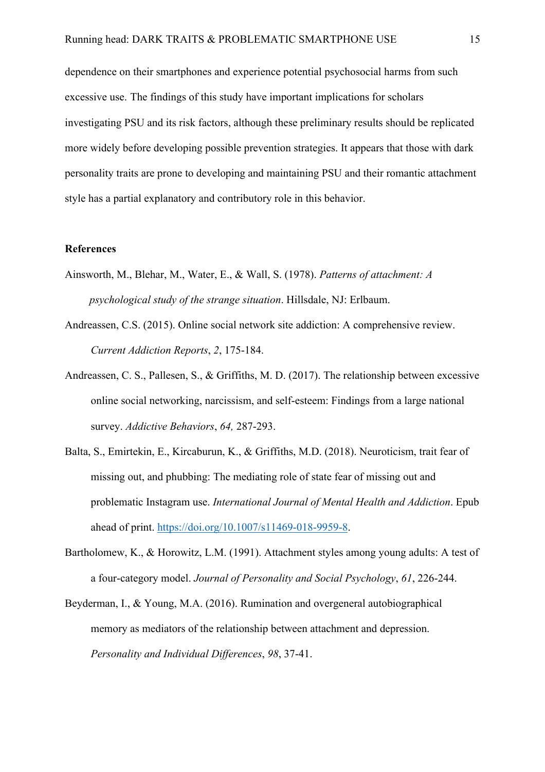dependence on their smartphones and experience potential psychosocial harms from such excessive use. The findings of this study have important implications for scholars investigating PSU and its risk factors, although these preliminary results should be replicated more widely before developing possible prevention strategies. It appears that those with dark personality traits are prone to developing and maintaining PSU and their romantic attachment style has a partial explanatory and contributory role in this behavior.

**References**

Ainsworth, M., Blehar, M., Water, E., & Wall, S. (1978). *Patterns of attachment: A psychological study of the strange situation*. Hillsdale, NJ: Erlbaum.

Andreassen, C.S. (2015). Online social network site addiction: A comprehensive review. *Current Addiction Reports*, *2*, 175-184.

Andreassen, C. S., Pallesen, S., & Griffiths, M. D. (2017). The relationship between excessive online social networking, narcissism, and self-esteem: Findings from a large national survey. *Addictive Behaviors*, *64,* 287-293.

Balta, S., Emirtekin, E., Kircaburun, K., & Griffiths, M.D. (2018). Neuroticism, trait fear of missing out, and phubbing: The mediating role of state fear of missing out and problematic Instagram use. *International Journal of Mental Health and Addiction*. Epub ahead of print. https://doi.org/10.1007/s11469-018-9959-8.

Bartholomew, K., & Horowitz, L.M. (1991). Attachment styles among young adults: A test of a four-category model. *Journal of Personality and Social Psychology*, *61*, 226-244.

Beyderman, I., & Young, M.A. (2016). Rumination and overgeneral autobiographical memory as mediators of the relationship between attachment and depression. *Personality and Individual Differences*, *98*, 37-41.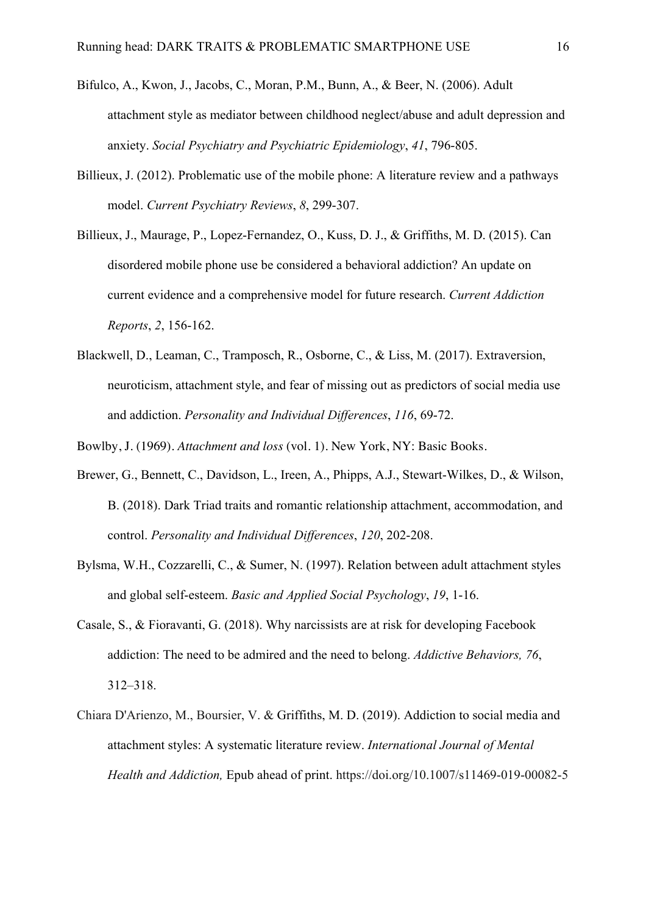Bifulco, A., Kwon, J., Jacobs, C., Moran, P.M., Bunn, A., & Beer, N. (2006). Adult attachment style as mediator between childhood neglect/abuse and adult depression and anxiety. *Social Psychiatry and Psychiatric Epidemiology*, *41*, 796-805.

Billieux, J. (2012). Problematic use of the mobile phone: A literature review and a pathways model. *Current Psychiatry Reviews*, *8*, 299-307.

Billieux, J., Maurage, P., Lopez-Fernandez, O., Kuss, D. J., & Griffiths, M. D. (2015). Can disordered mobile phone use be considered a behavioral addiction? An update on current evidence and a comprehensive model for future research. *Current Addiction Reports*, *2*, 156-162.

Blackwell, D., Leaman, C., Tramposch, R., Osborne, C., & Liss, M. (2017). Extraversion, neuroticism, attachment style, and fear of missing out as predictors of social media use and addiction. *Personality and Individual Differences*, *116*, 69-72.

Bowlby, J. (1969). *Attachment and loss* (vol. 1). New York, NY: Basic Books.

Brewer, G., Bennett, C., Davidson, L., Ireen, A., Phipps, A.J., Stewart-Wilkes, D., & Wilson, B. (2018). Dark Triad traits and romantic relationship attachment, accommodation, and control. *Personality and Individual Differences*, *120*, 202-208.

Bylsma, W.H., Cozzarelli, C., & Sumer, N. (1997). Relation between adult attachment styles and global self-esteem. *Basic and Applied Social Psychology*, *19*, 1-16.

Casale, S., & Fioravanti, G. (2018). Why narcissists are at risk for developing Facebook addiction: The need to be admired and the need to belong. *Addictive Behaviors, 76*, 312–318.

Chiara D'Arienzo, M., Boursier, V. & Griffiths, M. D. (2019). Addiction to social media and attachment styles: A systematic literature review. *International Journal of Mental Health and Addiction,* Epub ahead of print. https://doi.org/10.1007/s11469-019-00082-5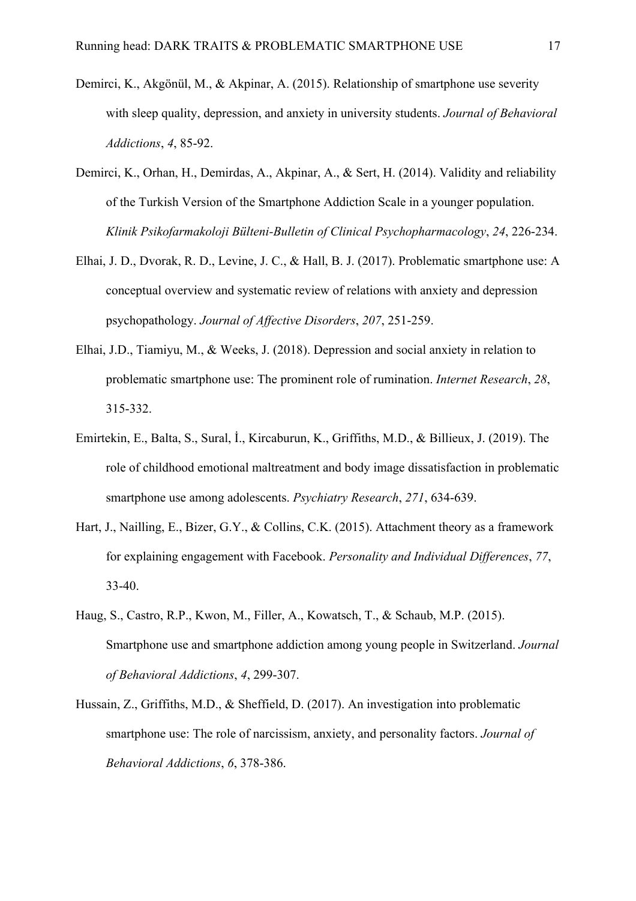Demirci, K., Akgönül, M., & Akpinar, A. (2015). Relationship of smartphone use severity with sleep quality, depression, and anxiety in university students. *Journal of Behavioral Addictions*, *4*, 85-92.

Demirci, K., Orhan, H., Demirdas, A., Akpinar, A., & Sert, H. (2014). Validity and reliability of the Turkish Version of the Smartphone Addiction Scale in a younger population. *Klinik Psikofarmakoloji Bülteni-Bulletin of Clinical Psychopharmacology*, *24*, 226-234.

Elhai, J. D., Dvorak, R. D., Levine, J. C., & Hall, B. J. (2017). Problematic smartphone use: A conceptual overview and systematic review of relations with anxiety and depression psychopathology. *Journal of Affective Disorders*, *207*, 251-259.

Elhai, J.D., Tiamiyu, M., & Weeks, J. (2018). Depression and social anxiety in relation to problematic smartphone use: The prominent role of rumination. *Internet Research*, *28*, 315-332.

Emirtekin, E., Balta, S., Sural, İ., Kircaburun, K., Griffiths, M.D., & Billieux, J. (2019). The role of childhood emotional maltreatment and body image dissatisfaction in problematic smartphone use among adolescents. *Psychiatry Research*, *271*, 634-639.

Hart, J., Nailling, E., Bizer, G.Y., & Collins, C.K. (2015). Attachment theory as a framework for explaining engagement with Facebook. *Personality and Individual Differences*, *77*, 33-40.

Haug, S., Castro, R.P., Kwon, M., Filler, A., Kowatsch, T., & Schaub, M.P. (2015). Smartphone use and smartphone addiction among young people in Switzerland. *Journal of Behavioral Addictions*, *4*, 299-307.

Hussain, Z., Griffiths, M.D., & Sheffield, D. (2017). An investigation into problematic smartphone use: The role of narcissism, anxiety, and personality factors. *Journal of Behavioral Addictions*, *6*, 378-386.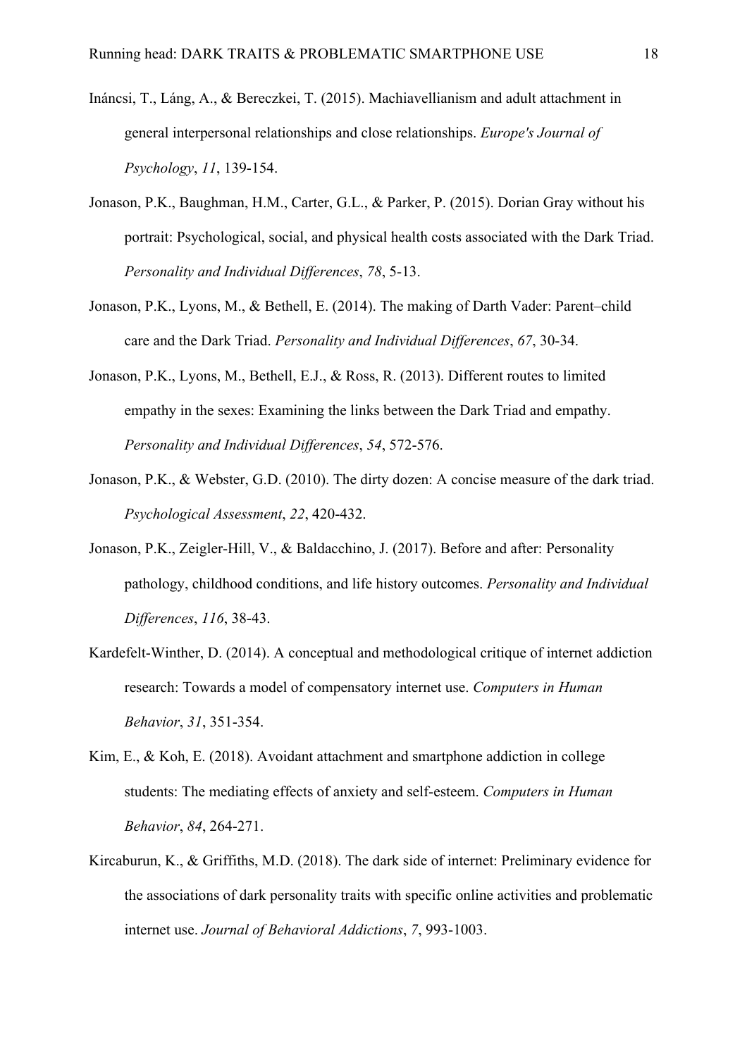Ináncsi, T., Láng, A., & Bereczkei, T. (2015). Machiavellianism and adult attachment in general interpersonal relationships and close relationships. *Europe's Journal of Psychology*, *11*, 139-154.

Jonason, P.K., Baughman, H.M., Carter, G.L., & Parker, P. (2015). Dorian Gray without his portrait: Psychological, social, and physical health costs associated with the Dark Triad. *Personality and Individual Differences*, *78*, 5-13.

Jonason, P.K., Lyons, M., & Bethell, E. (2014). The making of Darth Vader: Parent–child care and the Dark Triad. *Personality and Individual Differences*, *67*, 30-34.

Jonason, P.K., Lyons, M., Bethell, E.J., & Ross, R. (2013). Different routes to limited empathy in the sexes: Examining the links between the Dark Triad and empathy. *Personality and Individual Differences*, *54*, 572-576.

Jonason, P.K., & Webster, G.D. (2010). The dirty dozen: A concise measure of the dark triad. *Psychological Assessment*, *22*, 420-432.

Jonason, P.K., Zeigler-Hill, V., & Baldacchino, J. (2017). Before and after: Personality pathology, childhood conditions, and life history outcomes. *Personality and Individual Differences*, *116*, 38-43.

Kardefelt-Winther, D. (2014). A conceptual and methodological critique of internet addiction research: Towards a model of compensatory internet use. *Computers in Human Behavior*, *31*, 351-354.

Kim, E., & Koh, E. (2018). Avoidant attachment and smartphone addiction in college students: The mediating effects of anxiety and self-esteem. *Computers in Human Behavior*, *84*, 264-271.

Kircaburun, K., & Griffiths, M.D. (2018). The dark side of internet: Preliminary evidence for the associations of dark personality traits with specific online activities and problematic internet use. *Journal of Behavioral Addictions*, *7*, 993-1003.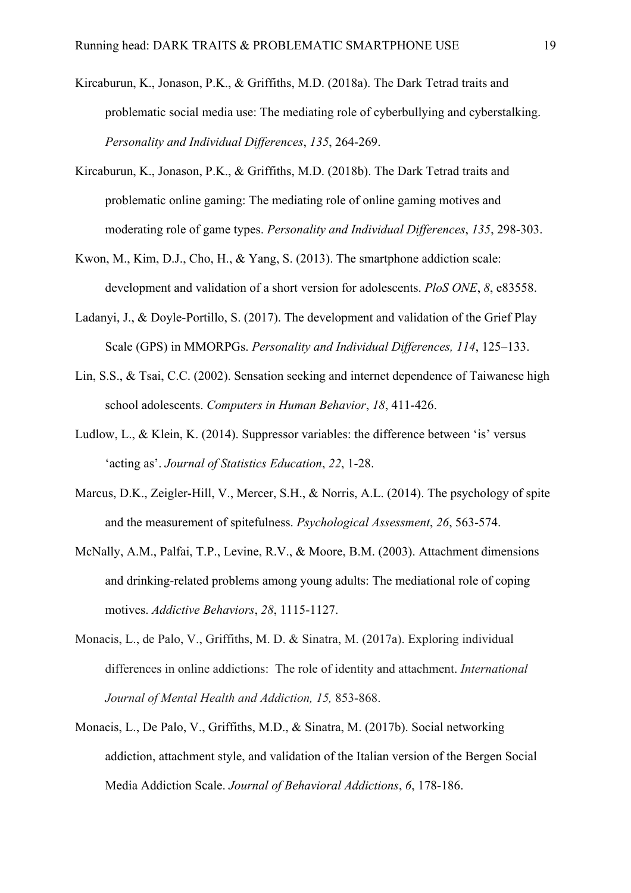Kircaburun, K., Jonason, P.K., & Griffiths, M.D. (2018a). The Dark Tetrad traits and problematic social media use: The mediating role of cyberbullying and cyberstalking. *Personality and Individual Differences*, *135*, 264-269.

Kircaburun, K., Jonason, P.K., & Griffiths, M.D. (2018b). The Dark Tetrad traits and problematic online gaming: The mediating role of online gaming motives and moderating role of game types. *Personality and Individual Differences*, *135*, 298-303.

Kwon, M., Kim, D.J., Cho, H., & Yang, S. (2013). The smartphone addiction scale: development and validation of a short version for adolescents. *PloS ONE*, *8*, e83558.

Ladanyi, J., & Doyle-Portillo, S. (2017). The development and validation of the Grief Play Scale (GPS) in MMORPGs. *Personality and Individual Differences, 114*, 125–133.

Lin, S.S., & Tsai, C.C. (2002). Sensation seeking and internet dependence of Taiwanese high school adolescents. *Computers in Human Behavior*, *18*, 411-426.

Ludlow, L., & Klein, K. (2014). Suppressor variables: the difference between 'is' versus 'acting as'. *Journal of Statistics Education*, *22*, 1-28.

Marcus, D.K., Zeigler-Hill, V., Mercer, S.H., & Norris, A.L. (2014). The psychology of spite and the measurement of spitefulness. *Psychological Assessment*, *26*, 563-574.

McNally, A.M., Palfai, T.P., Levine, R.V., & Moore, B.M. (2003). Attachment dimensions and drinking-related problems among young adults: The mediational role of coping motives. *Addictive Behaviors*, *28*, 1115-1127.

Monacis, L., de Palo, V., Griffiths, M. D. & Sinatra, M. (2017a). Exploring individual differences in online addictions: The role of identity and attachment. *International Journal of Mental Health and Addiction, 15,* 853-868.

Monacis, L., De Palo, V., Griffiths, M.D., & Sinatra, M. (2017b). Social networking addiction, attachment style, and validation of the Italian version of the Bergen Social Media Addiction Scale. *Journal of Behavioral Addictions*, *6*, 178-186.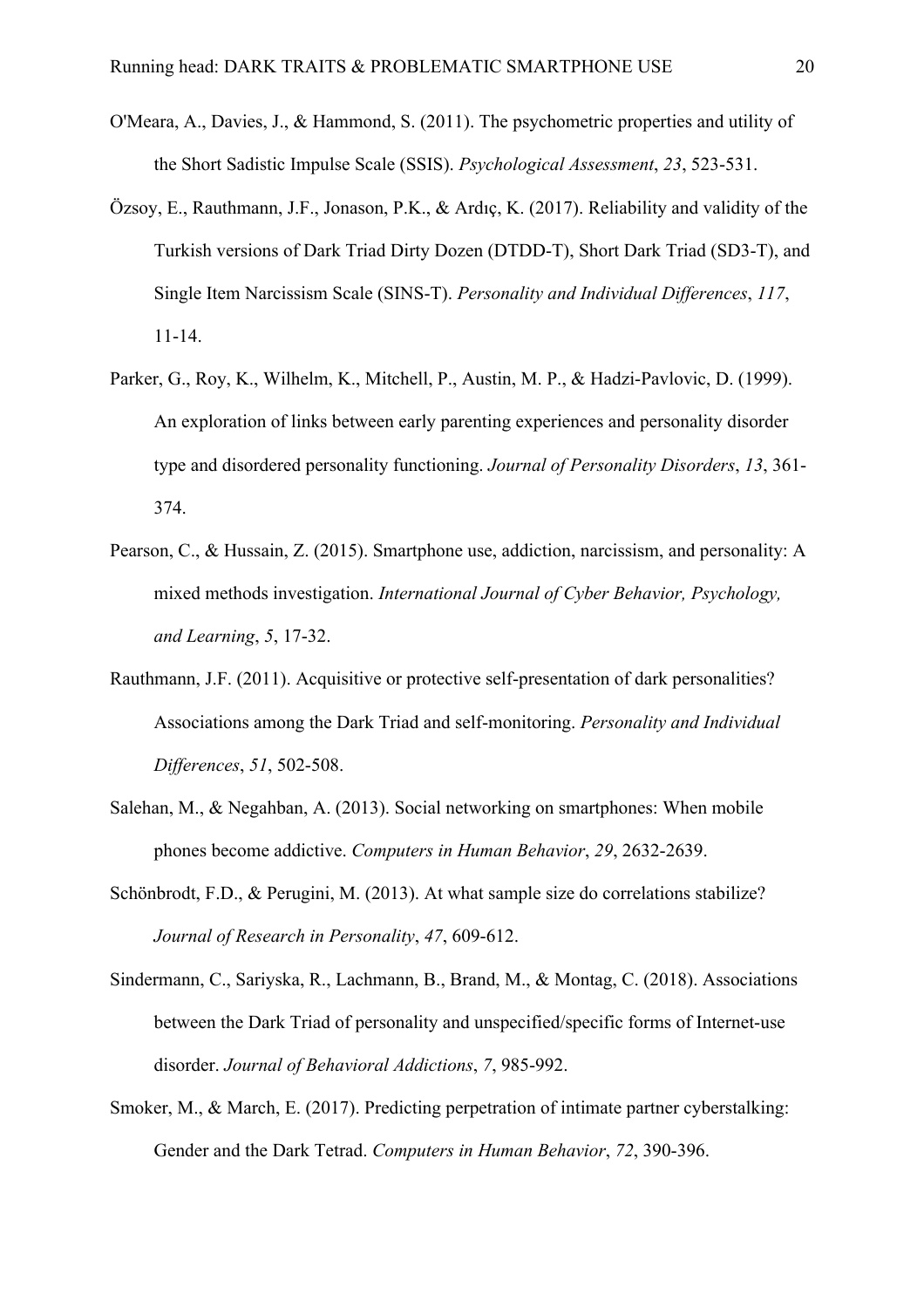O'Meara, A., Davies, J., & Hammond, S. (2011). The psychometric properties and utility of the Short Sadistic Impulse Scale (SSIS). *Psychological Assessment*, *23*, 523-531.

Özsoy, E., Rauthmann, J.F., Jonason, P.K., & Ardıç, K. (2017). Reliability and validity of the Turkish versions of Dark Triad Dirty Dozen (DTDD-T), Short Dark Triad (SD3-T), and Single Item Narcissism Scale (SINS-T). *Personality and Individual Differences*, *117*, 11-14.

Parker, G., Roy, K., Wilhelm, K., Mitchell, P., Austin, M. P., & Hadzi-Pavlovic, D. (1999). An exploration of links between early parenting experiences and personality disorder type and disordered personality functioning. *Journal of Personality Disorders*, *13*, 361-374.

Pearson, C., & Hussain, Z. (2015). Smartphone use, addiction, narcissism, and personality: A mixed methods investigation. *International Journal of Cyber Behavior, Psychology, and Learning*, *5*, 17-32.

Rauthmann, J.F. (2011). Acquisitive or protective self-presentation of dark personalities? Associations among the Dark Triad and self-monitoring. *Personality and Individual Differences*, *51*, 502-508.

Salehan, M., & Negahban, A. (2013). Social networking on smartphones: When mobile phones become addictive. *Computers in Human Behavior*, *29*, 2632-2639.

Schönbrodt, F.D., & Perugini, M. (2013). At what sample size do correlations stabilize? *Journal of Research in Personality*, *47*, 609-612.

Sindermann, C., Sariyska, R., Lachmann, B., Brand, M., & Montag, C. (2018). Associations between the Dark Triad of personality and unspecified/specific forms of Internet-use disorder. *Journal of Behavioral Addictions*, *7*, 985-992.

Smoker, M., & March, E. (2017). Predicting perpetration of intimate partner cyberstalking: Gender and the Dark Tetrad. *Computers in Human Behavior*, *72*, 390-396.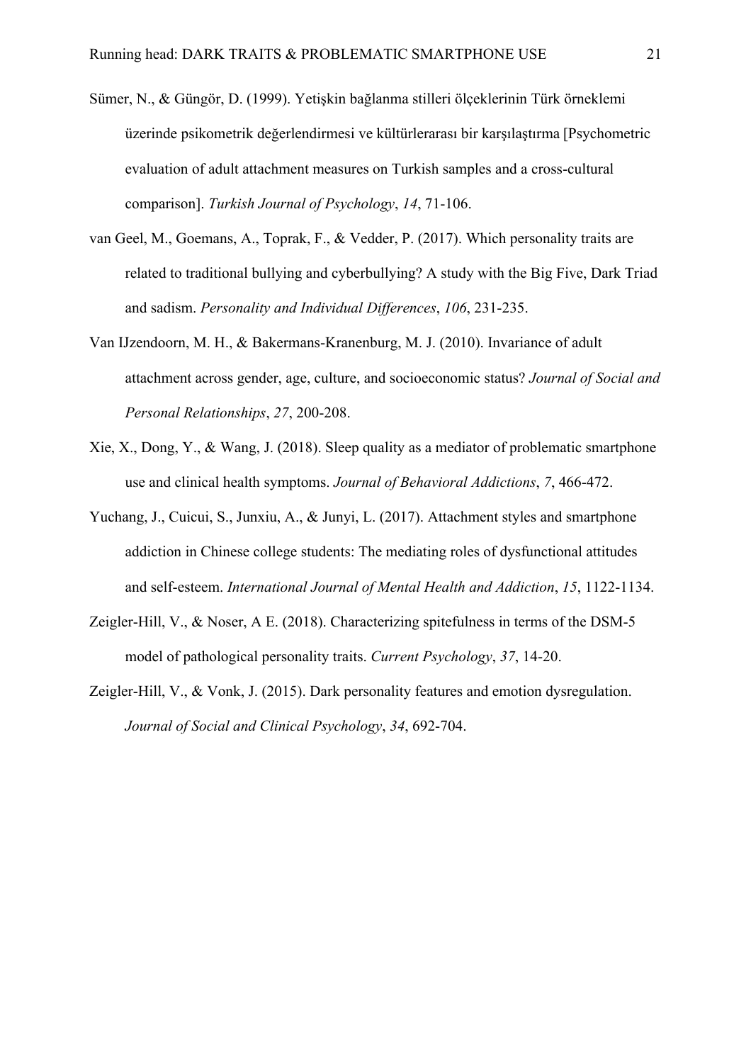Sümer, N., & Güngör, D. (1999). Yetişkin bağlanma stilleri ölçeklerinin Türk örneklemi üzerinde psikometrik değerlendirmesi ve kültürlerarası bir karşılaştırma [Psychometric evaluation of adult attachment measures on Turkish samples and a cross-cultural comparison]. *Turkish Journal of Psychology*, *14*, 71-106.

van Geel, M., Goemans, A., Toprak, F., & Vedder, P. (2017). Which personality traits are related to traditional bullying and cyberbullying? A study with the Big Five, Dark Triad and sadism. *Personality and Individual Differences*, *106*, 231-235.

Van IJzendoorn, M. H., & Bakermans-Kranenburg, M. J. (2010). Invariance of adult attachment across gender, age, culture, and socioeconomic status? *Journal of Social and Personal Relationships*, *27*, 200-208.

Xie, X., Dong, Y., & Wang, J. (2018). Sleep quality as a mediator of problematic smartphone use and clinical health symptoms. *Journal of Behavioral Addictions*, *7*, 466-472.

Yuchang, J., Cuicui, S., Junxiu, A., & Junyi, L. (2017). Attachment styles and smartphone addiction in Chinese college students: The mediating roles of dysfunctional attitudes and self-esteem. *International Journal of Mental Health and Addiction*, *15*, 1122-1134.

Zeigler-Hill, V., & Noser, A E. (2018). Characterizing spitefulness in terms of the DSM-5 model of pathological personality traits. *Current Psychology*, *37*, 14-20.

Zeigler-Hill, V., & Vonk, J. (2015). Dark personality features and emotion dysregulation. *Journal of Social and Clinical Psychology*, *34*, 692-704.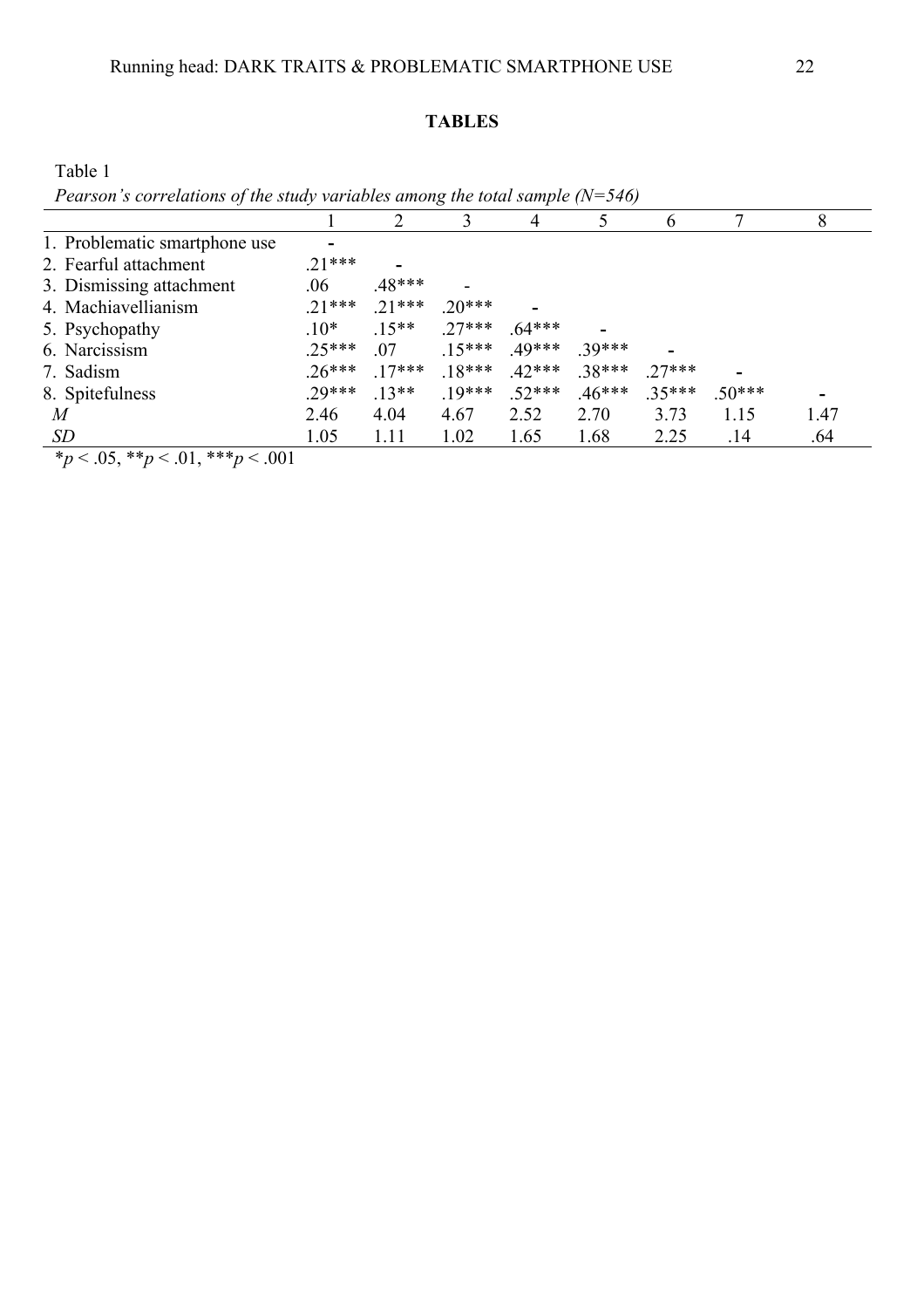**TABLES**

Table 1

*Pearson's correlations of the study variables among the total sample (N=546)*

| | 1 | 2 | 3 | 4 | 5 | 6 | 7 | 8 |
|---|---|---|---|---|---|---|---|---|
| 1. Problematic smartphone use | - | | | | | | | |
| 2. Fearful attachment | .21*** | - | | | | | | |
| 3. Dismissing attachment | .06 | .48*** | - | | | | | |
| 4. Machiavellianism | .21*** | .21*** | .20*** | - | | | | |
| 5. Psychopathy | .10* | .15** | .27*** | .64*** | - | | | |
| 6. Narcissism | .25*** | .07 | .15*** | .49*** | .39*** | - | | |
| 7. Sadism | .26*** | .17*** | .18*** | .42*** | .38*** | .27*** | - | |
| 8. Spitefulness | .29*** | .13** | .19*** | .52*** | .46*** | .35*** | .50*** | - |
| *M* | 2.46 | 4.04 | 4.67 | 2.52 | 2.70 | 3.73 | 1.15 | 1.47 |
| *SD* | 1.05 | 1.11 | 1.02 | 1.65 | 1.68 | 2.25 | .14 | .64 |

$^{*}p < .05$, $^{**}p < .01$, $^{***}p < .001$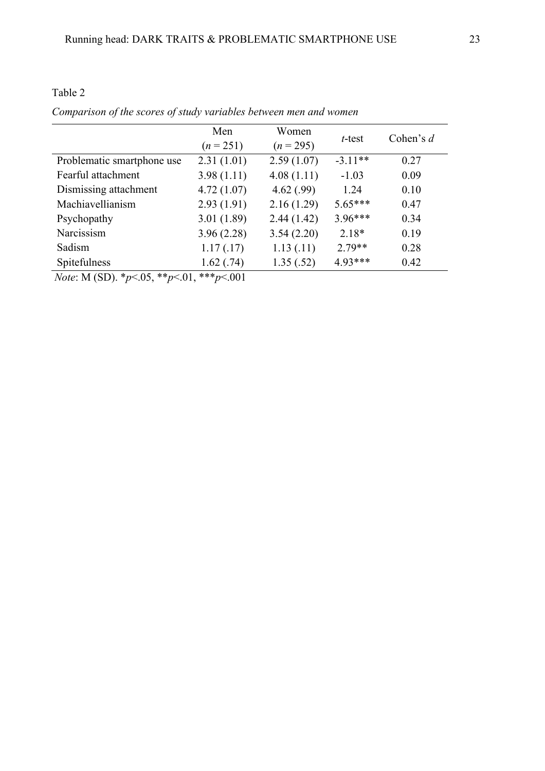Table 2

*Comparison of the scores of study variables between men and women*

| | Men ($n$ = 251) | Women ($n$ = 295) | $t$-test | Cohen's $d$ |
|---|---|---|---|---|
| Problematic smartphone use | 2.31 (1.01) | 2.59 (1.07) | -3.11** | 0.27 |
| Fearful attachment | 3.98 (1.11) | 4.08 (1.11) | -1.03 | 0.09 |
| Dismissing attachment | 4.72 (1.07) | 4.62 (.99) | 1.24 | 0.10 |
| Machiavellianism | 2.93 (1.91) | 2.16 (1.29) | 5.65*** | 0.47 |
| Psychopathy | 3.01 (1.89) | 2.44 (1.42) | 3.96*** | 0.34 |
| Narcissism | 3.96 (2.28) | 3.54 (2.20) | 2.18* | 0.19 |
| Sadism | 1.17 (.17) | 1.13 (.11) | 2.79** | 0.28 |
| Spitefulness | 1.62 (.74) | 1.35 (.52) | 4.93*** | 0.42 |

*Note*: M (SD). *$p$<.05, **$p$<.01, ***$p$<.001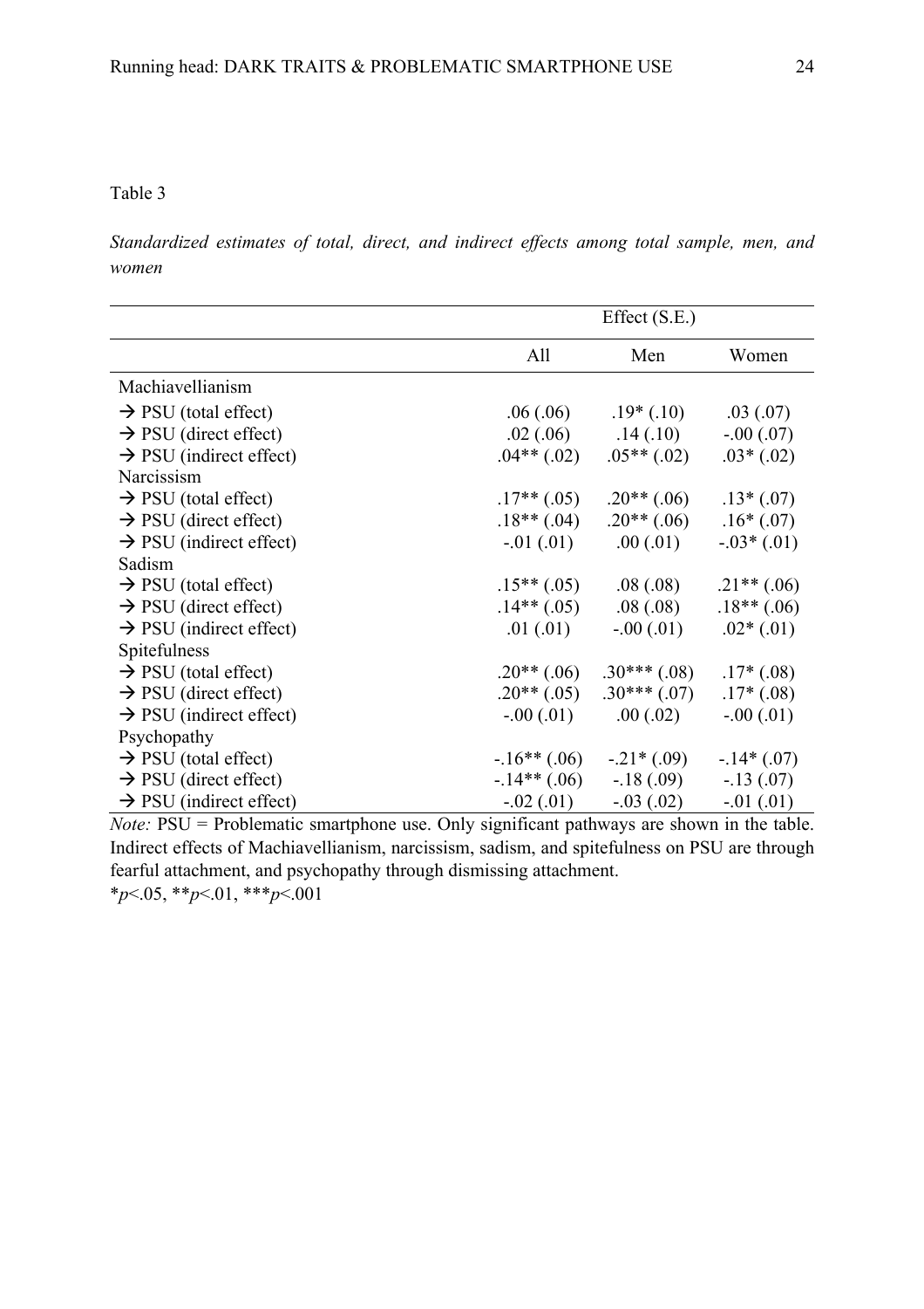Table 3

*Standardized estimates of total, direct, and indirect effects among total sample, men, and women*

| | Effect (S.E.) | | |
|---|---|---|---|
| | All | Men | Women |
| Machiavellianism | | | |
| → PSU (total effect) | .06 (.06) | .19* (.10) | .03 (.07) |
| → PSU (direct effect) | .02 (.06) | .14 (.10) | -.00 (.07) |
| → PSU (indirect effect) | .04** (.02) | .05** (.02) | .03* (.02) |
| Narcissism | | | |
| → PSU (total effect) | .17** (.05) | .20** (.06) | .13* (.07) |
| → PSU (direct effect) | .18** (.04) | .20** (.06) | .16* (.07) |
| → PSU (indirect effect) | -.01 (.01) | .00 (.01) | -.03* (.01) |
| Sadism | | | |
| → PSU (total effect) | .15** (.05) | .08 (.08) | .21** (.06) |
| → PSU (direct effect) | .14** (.05) | .08 (.08) | .18** (.06) |
| → PSU (indirect effect) | .01 (.01) | -.00 (.01) | .02* (.01) |
| Spitefulness | | | |
| → PSU (total effect) | .20** (.06) | .30*** (.08) | .17* (.08) |
| → PSU (direct effect) | .20** (.05) | .30*** (.07) | .17* (.08) |
| → PSU (indirect effect) | -.00 (.01) | .00 (.02) | -.00 (.01) |
| Psychopathy | | | |
| → PSU (total effect) | -.16** (.06) | -.21* (.09) | -.14* (.07) |
| → PSU (direct effect) | -.14** (.06) | -.18 (.09) | -.13 (.07) |
| → PSU (indirect effect) | -.02 (.01) | -.03 (.02) | -.01 (.01) |

*Note:* PSU = Problematic smartphone use. Only significant pathways are shown in the table. Indirect effects of Machiavellianism, narcissism, sadism, and spitefulness on PSU are through fearful attachment, and psychopathy through dismissing attachment.

\*$p<.05$, \*\*$p<.01$, \*\*\*$p<.001$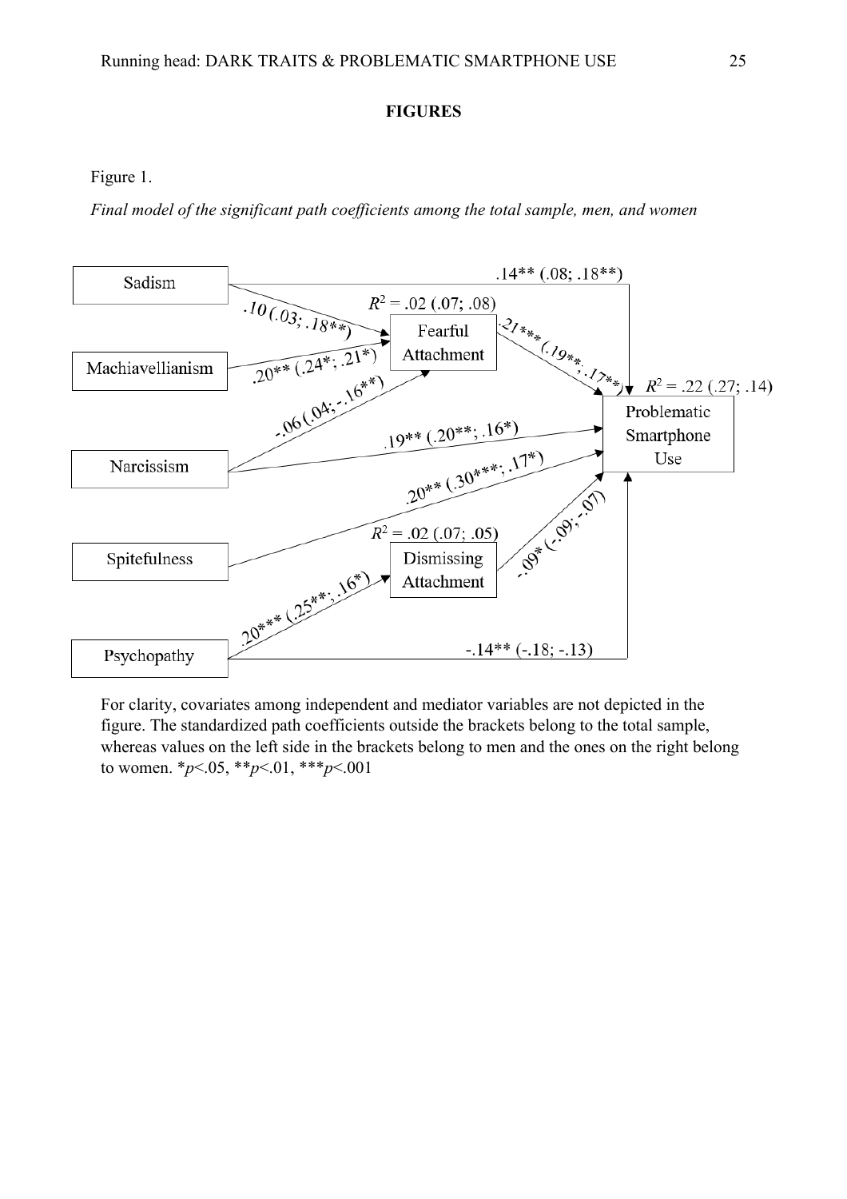**FIGURES**

Figure 1.

*Final model of the significant path coefficients among the total sample, men, and women*

Sadism

Machiavellianism

Narcissism

Spitefulness

Psychopathy

Fearful Attachment

Dismissing Attachment

Problematic Smartphone Use

.14** (.08; .18**)

.10 (.03; .18**)

$R^2$ = .02 (.07; .08)

.21*** (.19**; .17**)

$R^2$ = .22 (.27; .14)

.20** (.24*; .21*)

-.06 (.04; -.16**)

.19** (.20**; .16*)

.20** (.30***; .17*)

$R^2$ = .02 (.07; .05)

-.09* (-.09; -.07)

.20*** (.25**; .16*)

-.14** (-.18; -.13)

For clarity, covariates among independent and mediator variables are not depicted in the figure. The standardized path coefficients outside the brackets belong to the total sample, whereas values on the left side in the brackets belong to men and the ones on the right belong to women. \**p*<.05, \*\**p*<.01, \*\*\**p*<.001